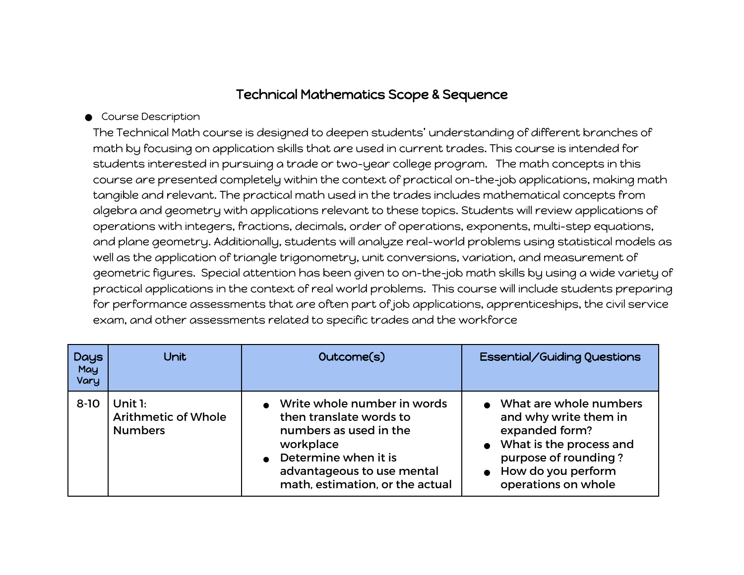# Technical Mathematics Scope & Sequence

- Course Description

The Technical Math course is designed to deepen students' understanding of different branches of math by focusing on application skills that are used in current trades. This course is intended for students interested in pursuing a trade or two-year college program. The math concepts in this course are presented completely within the context of practical on-the-job applications, making math tangible and relevant. The practical math used in the trades includes mathematical concepts from algebra and geometry with applications relevant to these topics. Students will review applications of operations with integers, fractions, decimals, order of operations, exponents, multi-step equations, and plane geometry. Additionally, students will analyze real-world problems using statistical models as well as the application of triangle trigonometry, unit conversions, variation, and measurement of geometric figures. Special attention has been given to on-the-job math skills by using a wide variety of practical applications in the context of real world problems. This course will include students preparing for performance assessments that are often part of job applications, apprenticeships, the civil service exam, and other assessments related to specific trades and the workforce

| Days May Vary | Unit | Outcome(s) | Essential/Guiding Questions |
|---|---|---|---|
| 8-10 | **Unit 1: Arithmetic of Whole Numbers** | • **Write whole number in words then translate words to numbers as used in the workplace**<br>• **Determine when it is advantageous to use mental math, estimation, or the actual** | • **What are whole numbers and why write them in expanded form?**<br>• **What is the process and purpose of rounding ?**<br>• **How do you perform operations on whole** |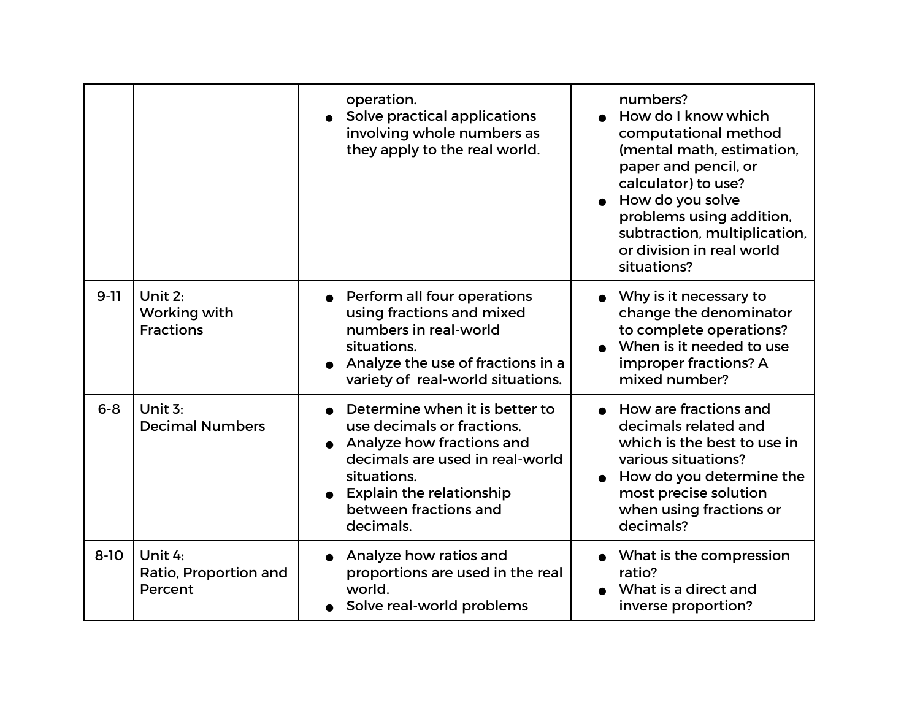| | | | |
|---|---|---|---|
| | | operation.<br>● Solve practical applications involving whole numbers as they apply to the real world. | numbers?<br>● How do I know which computational method (mental math, estimation, paper and pencil, or calculator) to use?<br>● How do you solve problems using addition, subtraction, multiplication, or division in real world situations? |
| 9-11 | Unit 2:<br>Working with Fractions | ● Perform all four operations using fractions and mixed numbers in real-world situations.<br>● Analyze the use of fractions in a variety of real-world situations. | ● Why is it necessary to change the denominator to complete operations?<br>● When is it needed to use improper fractions? A mixed number? |
| 6-8 | Unit 3:<br>Decimal Numbers | ● Determine when it is better to use decimals or fractions.<br>● Analyze how fractions and decimals are used in real-world situations.<br>● Explain the relationship between fractions and decimals. | ● How are fractions and decimals related and which is the best to use in various situations?<br>● How do you determine the most precise solution when using fractions or decimals? |
| 8-10 | Unit 4:<br>Ratio, Proportion and Percent | ● Analyze how ratios and proportions are used in the real world.<br>● Solve real-world problems | ● What is the compression ratio?<br>● What is a direct and inverse proportion? |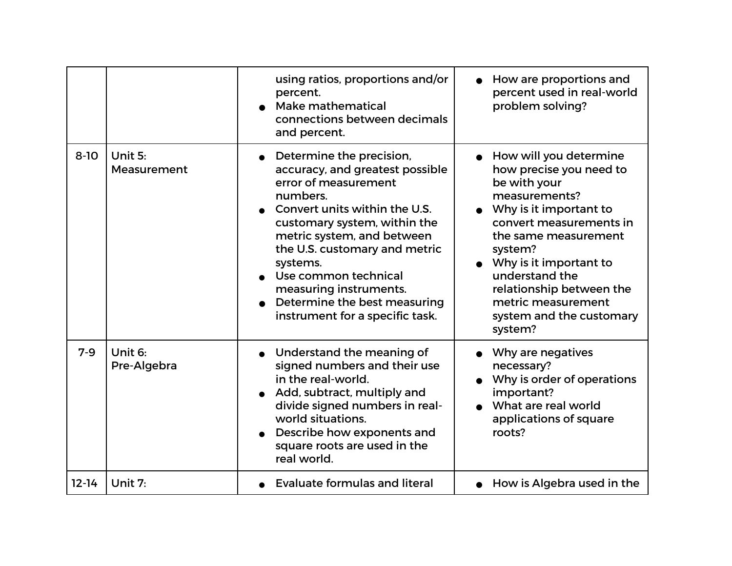| | | | |
|---|---|---|---|
| | | using ratios, proportions and/or percent.<br>● Make mathematical connections between decimals and percent. | ● How are proportions and percent used in real-world problem solving? |
| 8-10 | Unit 5: Measurement | ● Determine the precision, accuracy, and greatest possible error of measurement numbers.<br>● Convert units within the U.S. customary system, within the metric system, and between the U.S. customary and metric systems.<br>● Use common technical measuring instruments.<br>● Determine the best measuring instrument for a specific task. | ● How will you determine how precise you need to be with your measurements?<br>● Why is it important to convert measurements in the same measurement system?<br>● Why is it important to understand the relationship between the metric measurement system and the customary system? |
| 7-9 | Unit 6: Pre-Algebra | ● Understand the meaning of signed numbers and their use in the real-world.<br>● Add, subtract, multiply and divide signed numbers in real-world situations.<br>● Describe how exponents and square roots are used in the real world. | ● Why are negatives necessary?<br>● Why is order of operations important?<br>● What are real world applications of square roots? |
| 12-14 | Unit 7: | ● Evaluate formulas and literal | ● How is Algebra used in the |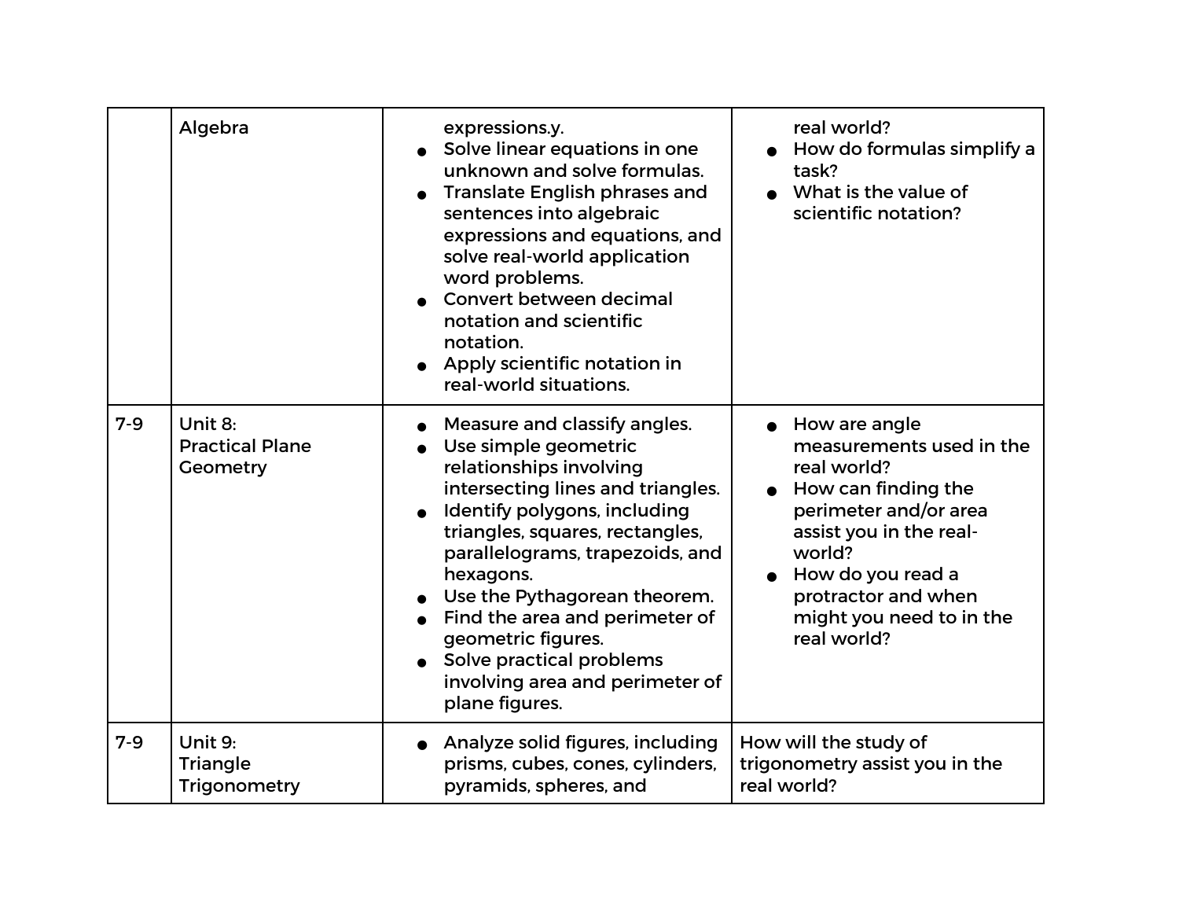| | Algebra | expressions.y.<br>• Solve linear equations in one unknown and solve formulas.<br>• Translate English phrases and sentences into algebraic expressions and equations, and solve real-world application word problems.<br>• Convert between decimal notation and scientific notation.<br>• Apply scientific notation in real-world situations. | real world?<br>• How do formulas simplify a task?<br>• What is the value of scientific notation? |
|---|---|---|---|
| 7-9 | Unit 8:<br>Practical Plane Geometry | • Measure and classify angles.<br>• Use simple geometric relationships involving intersecting lines and triangles.<br>• Identify polygons, including triangles, squares, rectangles, parallelograms, trapezoids, and hexagons.<br>• Use the Pythagorean theorem.<br>• Find the area and perimeter of geometric figures.<br>• Solve practical problems involving area and perimeter of plane figures. | • How are angle measurements used in the real world?<br>• How can finding the perimeter and/or area assist you in the real-world?<br>• How do you read a protractor and when might you need to in the real world? |
| 7-9 | Unit 9:<br>Triangle Trigonometry | • Analyze solid figures, including prisms, cubes, cones, cylinders, pyramids, spheres, and | How will the study of trigonometry assist you in the real world? |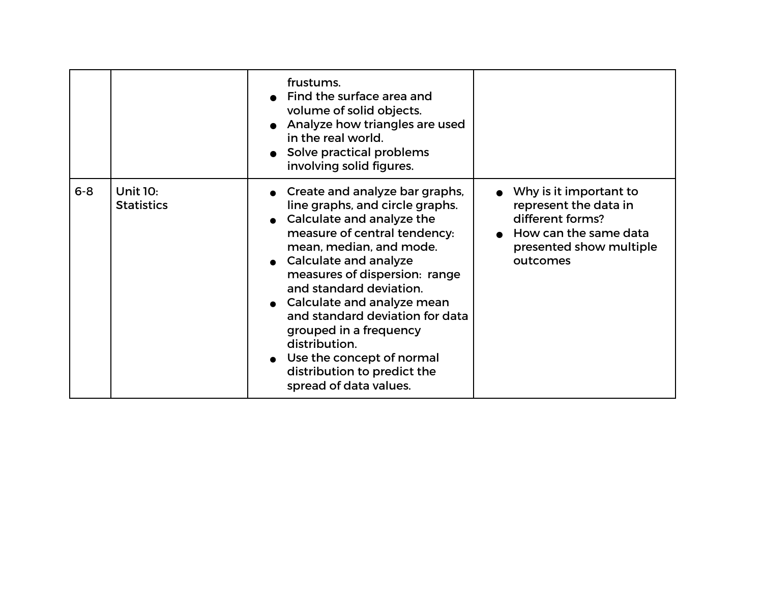| | | | |
|---|---|---|---|
| | | frustums.<br>● Find the surface area and volume of solid objects.<br>● Analyze how triangles are used in the real world.<br>● Solve practical problems involving solid figures. | |
| 6-8 | Unit 10: Statistics | ● Create and analyze bar graphs, line graphs, and circle graphs.<br>● Calculate and analyze the measure of central tendency: mean, median, and mode.<br>● Calculate and analyze measures of dispersion: range and standard deviation.<br>● Calculate and analyze mean and standard deviation for data grouped in a frequency distribution.<br>● Use the concept of normal distribution to predict the spread of data values. | ● Why is it important to represent the data in different forms?<br>● How can the same data presented show multiple outcomes |